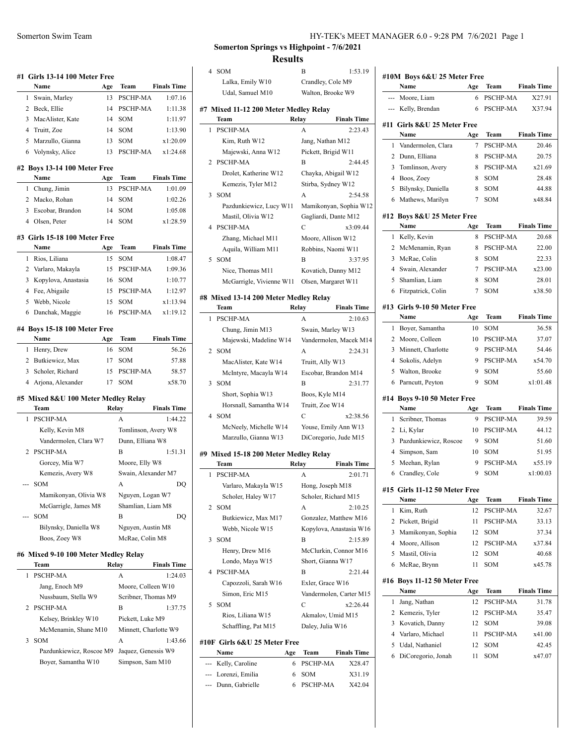## Somerton Springs vs Highpoint - 7/6/2021

## Results

### #1 Girls 13-14 100 Meter Free

| | Name | Age | Team | Finals Time |
|---|---|---|---|---|
| 1 | Swain, Marley | 13 | PSCHP-MA | 1:07.16 |
| 2 | Beck, Ellie | 14 | PSCHP-MA | 1:11.38 |
| 3 | MacAlister, Kate | 14 | SOM | 1:11.97 |
| 4 | Truitt, Zoe | 14 | SOM | 1:13.90 |
| 5 | Marzullo, Gianna | 13 | SOM | x1:20.09 |
| 6 | Volynsky, Alice | 13 | PSCHP-MA | x1:24.68 |

### #2 Boys 13-14 100 Meter Free

| | Name | Age | Team | Finals Time |
|---|---|---|---|---|
| 1 | Chung, Jimin | 13 | PSCHP-MA | 1:01.09 |
| 2 | Macko, Rohan | 14 | SOM | 1:02.26 |
| 3 | Escobar, Brandon | 14 | SOM | 1:05.08 |
| 4 | Olsen, Peter | 14 | SOM | x1:28.59 |

### #3 Girls 15-18 100 Meter Free

| | Name | Age | Team | Finals Time |
|---|---|---|---|---|
| 1 | Rios, Liliana | 15 | SOM | 1:08.47 |
| 2 | Varlaro, Makayla | 15 | PSCHP-MA | 1:09.36 |
| 3 | Kopylova, Anastasia | 16 | SOM | 1:10.77 |
| 4 | Fee, Abigaile | 15 | PSCHP-MA | 1:12.97 |
| 5 | Webb, Nicole | 15 | SOM | x1:13.94 |
| 6 | Danchak, Maggie | 16 | PSCHP-MA | x1:19.12 |

### #4 Boys 15-18 100 Meter Free

| | Name | Age | Team | Finals Time |
|---|---|---|---|---|
| 1 | Henry, Drew | 16 | SOM | 56.26 |
| 2 | Butkiewicz, Max | 17 | SOM | 57.88 |
| 3 | Scholer, Richard | 15 | PSCHP-MA | 58.57 |
| 4 | Arjona, Alexander | 17 | SOM | x58.70 |

### #5 Mixed 8&U 100 Meter Medley Relay

| | Team | Relay | Finals Time |
|---|---|---|---|
| 1 | PSCHP-MA | A | 1:44.22 |
| | Kelly, Kevin M8 | Tomlinson, Avery W8 | |
| | Vandermolen, Clara W7 | Dunn, Elliana W8 | |
| 2 | PSCHP-MA | B | 1:51.31 |
| | Gorcey, Mia W7 | Moore, Elly W8 | |
| | Kemezis, Avery W8 | Swain, Alexander M7 | |
| --- | SOM | A | DQ |
| | Mamikonyan, Olivia W8 | Nguyen, Logan W7 | |
| | McGarrigle, James M8 | Shamlian, Liam M8 | |
| --- | SOM | B | DQ |
| | Bilynsky, Daniella W8 | Nguyen, Austin M8 | |
| | Boos, Zoey W8 | McRae, Colin M8 | |

### #6 Mixed 9-10 100 Meter Medley Relay

| | Team | Relay | Finals Time |
|---|---|---|---|
| 1 | PSCHP-MA | A | 1:24.03 |
| | Jang, Enoch M9 | Moore, Colleen W10 | |
| | Nussbaum, Stella W9 | Scribner, Thomas M9 | |
| 2 | PSCHP-MA | B | 1:37.75 |
| | Kelsey, Brinkley W10 | Pickett, Luke M9 | |
| | McMenamin, Shane M10 | Minnett, Charlotte W9 | |
| 3 | SOM | A | 1:43.66 |
| | Pazdunkiewicz, Roscoe M9 | Jaquez, Genessis W9 | |
| | Boyer, Samantha W10 | Simpson, Sam M10 | |
| 4 | SOM | B | 1:53.19 |
| | Lalka, Emily W10 | Crandley, Cole M9 | |
| | Udal, Samuel M10 | Walton, Brooke W9 | |

### #7 Mixed 11-12 200 Meter Medley Relay

| | Team | Relay | Finals Time |
|---|---|---|---|
| 1 | PSCHP-MA | A | 2:23.43 |
| | Kim, Ruth W12 | Jang, Nathan M12 | |
| | Majewski, Anna W12 | Pickett, Brigid W11 | |
| 2 | PSCHP-MA | B | 2:44.45 |
| | Drolet, Katherine W12 | Chayka, Abigail W12 | |
| | Kemezis, Tyler M12 | Stirba, Sydney W12 | |
| 3 | SOM | A | 2:54.58 |
| | Pazdunkiewicz, Lucy W11 | Mamikonyan, Sophia W12 | |
| | Mastil, Olivia W12 | Gagliardi, Dante M12 | |
| 4 | PSCHP-MA | C | 3:09.44 |
| | Zhang, Michael M11 | Moore, Allison W12 | |
| | Aquila, William M11 | Robbins, Naomi W11 | |
| 5 | SOM | B | 3:37.95 |
| | Nice, Thomas M11 | Kovatich, Danny M12 | |
| | McGarrigle, Vivienne W11 | Olsen, Margaret W11 | |

### #8 Mixed 13-14 200 Meter Medley Relay

| | Team | Relay | Finals Time |
|---|---|---|---|
| 1 | PSCHP-MA | A | 2:10.63 |
| | Chung, Jimin M13 | Swain, Marley W13 | |
| | Majewski, Madeline W14 | Vandermolen, Macek M14 | |
| 2 | SOM | A | 2:24.31 |
| | MacAlister, Kate W14 | Truitt, Ally W13 | |
| | McIntyre, Macayla W14 | Escobar, Brandon M14 | |
| 3 | SOM | B | 2:31.77 |
| | Short, Sophia W13 | Boos, Kyle M14 | |
| | Horsnall, Samantha W14 | Truitt, Zoe W14 | |
| 4 | SOM | C | x2:38.56 |
| | McNeely, Michelle W14 | Youse, Emily Ann W13 | |
| | Marzullo, Gianna W13 | DiCoregorio, Jude M15 | |

### #9 Mixed 15-18 200 Meter Medley Relay

| | Team | Relay | Finals Time |
|---|---|---|---|
| 1 | PSCHP-MA | A | 2:01.71 |
| | Varlaro, Makayla W15 | Hong, Joseph M18 | |
| | Scholer, Haley W17 | Scholer, Richard M15 | |
| 2 | SOM | A | 2:10.25 |
| | Butkiewicz, Max M17 | Gonzalez, Matthew M16 | |
| | Webb, Nicole W15 | Kopylova, Anastasia W16 | |
| 3 | SOM | B | 2:15.89 |
| | Henry, Drew M16 | McClurkin, Connor M16 | |
| | Londo, Maya W15 | Short, Gianna W17 | |
| 4 | PSCHP-MA | B | 2:21.44 |
| | Capozzoli, Sarah W16 | Exler, Grace W16 | |
| | Simon, Eric M15 | Vandermolen, Carter M15 | |
| 5 | SOM | C | x2:26.44 |
| | Rios, Liliana W15 | Akmalov, Umid M15 | |
| | Schaffling, Pat M15 | Daley, Julia W16 | |

### #10F Girls 6&U 25 Meter Free

| | Name | Age | Team | Finals Time |
|---|---|---|---|---|
| --- | Kelly, Caroline | 6 | PSCHP-MA | X28.47 |
| --- | Lorenzi, Emilia | 6 | SOM | X31.19 |
| --- | Dunn, Gabrielle | 6 | PSCHP-MA | X42.04 |

### #10M Boys 6&U 25 Meter Free

| | Name | Age | Team | Finals Time |
|---|---|---|---|---|
| --- | Moore, Liam | 6 | PSCHP-MA | X27.91 |
| --- | Kelly, Brendan | 6 | PSCHP-MA | X37.94 |

### #11 Girls 8&U 25 Meter Free

| | Name | Age | Team | Finals Time |
|---|---|---|---|---|
| 1 | Vandermolen, Clara | 7 | PSCHP-MA | 20.46 |
| 2 | Dunn, Elliana | 8 | PSCHP-MA | 20.75 |
| 3 | Tomlinson, Avery | 8 | PSCHP-MA | x21.69 |
| 4 | Boos, Zoey | 8 | SOM | 28.48 |
| 5 | Bilynsky, Daniella | 8 | SOM | 44.88 |
| 6 | Mathews, Marilyn | 7 | SOM | x48.84 |

### #12 Boys 8&U 25 Meter Free

| | Name | Age | Team | Finals Time |
|---|---|---|---|---|
| 1 | Kelly, Kevin | 8 | PSCHP-MA | 20.68 |
| 2 | McMenamin, Ryan | 8 | PSCHP-MA | 22.00 |
| 3 | McRae, Colin | 8 | SOM | 22.33 |
| 4 | Swain, Alexander | 7 | PSCHP-MA | x23.00 |
| 5 | Shamlian, Liam | 8 | SOM | 28.01 |
| 6 | Fitzpatrick, Colin | 7 | SOM | x38.50 |

### #13 Girls 9-10 50 Meter Free

| | Name | Age | Team | Finals Time |
|---|---|---|---|---|
| 1 | Boyer, Samantha | 10 | SOM | 36.58 |
| 2 | Moore, Colleen | 10 | PSCHP-MA | 37.07 |
| 3 | Minnett, Charlotte | 9 | PSCHP-MA | 54.46 |
| 4 | Sokolis, Adelyn | 9 | PSCHP-MA | x54.70 |
| 5 | Walton, Brooke | 9 | SOM | 55.60 |
| 6 | Parncutt, Peyton | 9 | SOM | x1:01.48 |

### #14 Boys 9-10 50 Meter Free

| | Name | Age | Team | Finals Time |
|---|---|---|---|---|
| 1 | Scribner, Thomas | 9 | PSCHP-MA | 39.59 |
| 2 | Li, Kylar | 10 | PSCHP-MA | 44.12 |
| 3 | Pazdunkiewicz, Roscoe | 9 | SOM | 51.60 |
| 4 | Simpson, Sam | 10 | SOM | 51.95 |
| 5 | Meehan, Rylan | 9 | PSCHP-MA | x55.19 |
| 6 | Crandley, Cole | 9 | SOM | x1:00.03 |

### #15 Girls 11-12 50 Meter Free

| | Name | Age | Team | Finals Time |
|---|---|---|---|---|
| 1 | Kim, Ruth | 12 | PSCHP-MA | 32.67 |
| 2 | Pickett, Brigid | 11 | PSCHP-MA | 33.13 |
| 3 | Mamikonyan, Sophia | 12 | SOM | 37.34 |
| 4 | Moore, Allison | 12 | PSCHP-MA | x37.84 |
| 5 | Mastil, Olivia | 12 | SOM | 40.68 |
| 6 | McRae, Brynn | 11 | SOM | x45.78 |

### #16 Boys 11-12 50 Meter Free

| | Name | Age | Team | Finals Time |
|---|---|---|---|---|
| 1 | Jang, Nathan | 12 | PSCHP-MA | 31.78 |
| 2 | Kemezis, Tyler | 12 | PSCHP-MA | 35.47 |
| 3 | Kovatich, Danny | 12 | SOM | 39.08 |
| 4 | Varlaro, Michael | 11 | PSCHP-MA | x41.00 |
| 5 | Udal, Nathaniel | 12 | SOM | 42.45 |
| 6 | DiCoregorio, Jonah | 11 | SOM | x47.07 |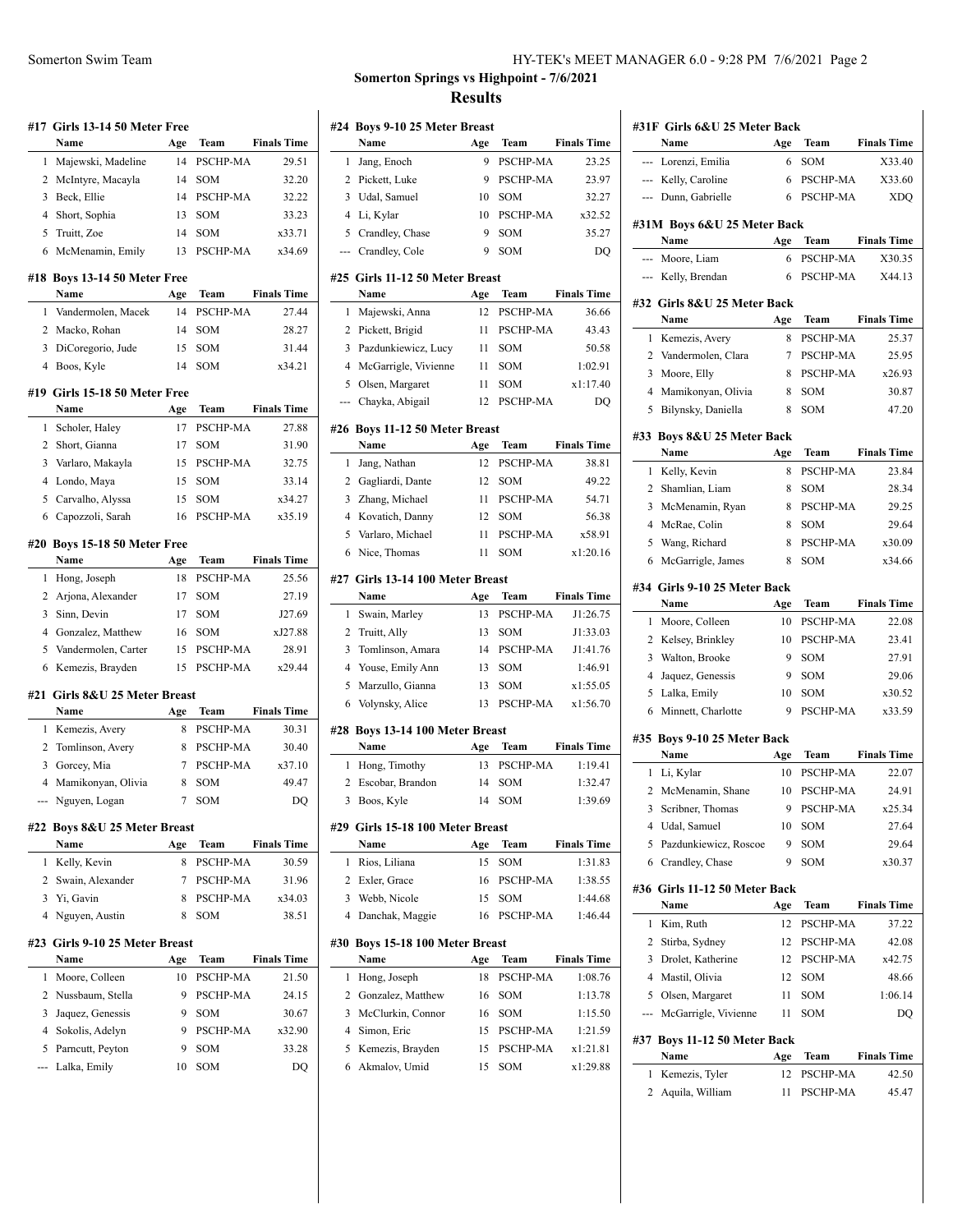## Somerton Springs vs Highpoint - 7/6/2021

### Results

#### #17 Girls 13-14 50 Meter Free

| | Name | Age | Team | Finals Time |
|---|---|---|---|---|
| 1 | Majewski, Madeline | 14 | PSCHP-MA | 29.51 |
| 2 | McIntyre, Macayla | 14 | SOM | 32.20 |
| 3 | Beck, Ellie | 14 | PSCHP-MA | 32.22 |
| 4 | Short, Sophia | 13 | SOM | 33.23 |
| 5 | Truitt, Zoe | 14 | SOM | x33.71 |
| 6 | McMenamin, Emily | 13 | PSCHP-MA | x34.69 |

#### #18 Boys 13-14 50 Meter Free

| | Name | Age | Team | Finals Time |
|---|---|---|---|---|
| 1 | Vandermolen, Macek | 14 | PSCHP-MA | 27.44 |
| 2 | Macko, Rohan | 14 | SOM | 28.27 |
| 3 | DiCoregorio, Jude | 15 | SOM | 31.44 |
| 4 | Boos, Kyle | 14 | SOM | x34.21 |

#### #19 Girls 15-18 50 Meter Free

| | Name | Age | Team | Finals Time |
|---|---|---|---|---|
| 1 | Scholer, Haley | 17 | PSCHP-MA | 27.88 |
| 2 | Short, Gianna | 17 | SOM | 31.90 |
| 3 | Varlaro, Makayla | 15 | PSCHP-MA | 32.75 |
| 4 | Londo, Maya | 15 | SOM | 33.14 |
| 5 | Carvalho, Alyssa | 15 | SOM | x34.27 |
| 6 | Capozzoli, Sarah | 16 | PSCHP-MA | x35.19 |

#### #20 Boys 15-18 50 Meter Free

| | Name | Age | Team | Finals Time |
|---|---|---|---|---|
| 1 | Hong, Joseph | 18 | PSCHP-MA | 25.56 |
| 2 | Arjona, Alexander | 17 | SOM | 27.19 |
| 3 | Sinn, Devin | 17 | SOM | J27.69 |
| 4 | Gonzalez, Matthew | 16 | SOM | xJ27.88 |
| 5 | Vandermolen, Carter | 15 | PSCHP-MA | 28.91 |
| 6 | Kemezis, Brayden | 15 | PSCHP-MA | x29.44 |

#### #21 Girls 8&U 25 Meter Breast

| | Name | Age | Team | Finals Time |
|---|---|---|---|---|
| 1 | Kemezis, Avery | 8 | PSCHP-MA | 30.31 |
| 2 | Tomlinson, Avery | 8 | PSCHP-MA | 30.40 |
| 3 | Gorcey, Mia | 7 | PSCHP-MA | x37.10 |
| 4 | Mamikonyan, Olivia | 8 | SOM | 49.47 |
| --- | Nguyen, Logan | 7 | SOM | DQ |

#### #22 Boys 8&U 25 Meter Breast

| | Name | Age | Team | Finals Time |
|---|---|---|---|---|
| 1 | Kelly, Kevin | 8 | PSCHP-MA | 30.59 |
| 2 | Swain, Alexander | 7 | PSCHP-MA | 31.96 |
| 3 | Yi, Gavin | 8 | PSCHP-MA | x34.03 |
| 4 | Nguyen, Austin | 8 | SOM | 38.51 |

#### #23 Girls 9-10 25 Meter Breast

| | Name | Age | Team | Finals Time |
|---|---|---|---|---|
| 1 | Moore, Colleen | 10 | PSCHP-MA | 21.50 |
| 2 | Nussbaum, Stella | 9 | PSCHP-MA | 24.15 |
| 3 | Jaquez, Genessis | 9 | SOM | 30.67 |
| 4 | Sokolis, Adelyn | 9 | PSCHP-MA | x32.90 |
| 5 | Parncutt, Peyton | 9 | SOM | 33.28 |
| --- | Lalka, Emily | 10 | SOM | DQ |

#### #24 Boys 9-10 25 Meter Breast

| | Name | Age | Team | Finals Time |
|---|---|---|---|---|
| 1 | Jang, Enoch | 9 | PSCHP-MA | 23.25 |
| 2 | Pickett, Luke | 9 | PSCHP-MA | 23.97 |
| 3 | Udal, Samuel | 10 | SOM | 32.27 |
| 4 | Li, Kylar | 10 | PSCHP-MA | x32.52 |
| 5 | Crandley, Chase | 9 | SOM | 35.27 |
| --- | Crandley, Cole | 9 | SOM | DQ |

#### #25 Girls 11-12 50 Meter Breast

| | Name | Age | Team | Finals Time |
|---|---|---|---|---|
| 1 | Majewski, Anna | 12 | PSCHP-MA | 36.66 |
| 2 | Pickett, Brigid | 11 | PSCHP-MA | 43.43 |
| 3 | Pazdunkiewicz, Lucy | 11 | SOM | 50.58 |
| 4 | McGarrigle, Vivienne | 11 | SOM | 1:02.91 |
| 5 | Olsen, Margaret | 11 | SOM | x1:17.40 |
| --- | Chayka, Abigail | 12 | PSCHP-MA | DQ |

#### #26 Boys 11-12 50 Meter Breast

| | Name | Age | Team | Finals Time |
|---|---|---|---|---|
| 1 | Jang, Nathan | 12 | PSCHP-MA | 38.81 |
| 2 | Gagliardi, Dante | 12 | SOM | 49.22 |
| 3 | Zhang, Michael | 11 | PSCHP-MA | 54.71 |
| 4 | Kovatich, Danny | 12 | SOM | 56.38 |
| 5 | Varlaro, Michael | 11 | PSCHP-MA | x58.91 |
| 6 | Nice, Thomas | 11 | SOM | x1:20.16 |

#### #27 Girls 13-14 100 Meter Breast

| | Name | Age | Team | Finals Time |
|---|---|---|---|---|
| 1 | Swain, Marley | 13 | PSCHP-MA | J1:26.75 |
| 2 | Truitt, Ally | 13 | SOM | J1:33.03 |
| 3 | Tomlinson, Amara | 14 | PSCHP-MA | J1:41.76 |
| 4 | Youse, Emily Ann | 13 | SOM | 1:46.91 |
| 5 | Marzullo, Gianna | 13 | SOM | x1:55.05 |
| 6 | Volynsky, Alice | 13 | PSCHP-MA | x1:56.70 |

#### #28 Boys 13-14 100 Meter Breast

| | Name | Age | Team | Finals Time |
|---|---|---|---|---|
| 1 | Hong, Timothy | 13 | PSCHP-MA | 1:19.41 |
| 2 | Escobar, Brandon | 14 | SOM | 1:32.47 |
| 3 | Boos, Kyle | 14 | SOM | 1:39.69 |

#### #29 Girls 15-18 100 Meter Breast

| | Name | Age | Team | Finals Time |
|---|---|---|---|---|
| 1 | Rios, Liliana | 15 | SOM | 1:31.83 |
| 2 | Exler, Grace | 16 | PSCHP-MA | 1:38.55 |
| 3 | Webb, Nicole | 15 | SOM | 1:44.68 |
| 4 | Danchak, Maggie | 16 | PSCHP-MA | 1:46.44 |

#### #30 Boys 15-18 100 Meter Breast

| | Name | Age | Team | Finals Time |
|---|---|---|---|---|
| 1 | Hong, Joseph | 18 | PSCHP-MA | 1:08.76 |
| 2 | Gonzalez, Matthew | 16 | SOM | 1:13.78 |
| 3 | McClurkin, Connor | 16 | SOM | 1:15.50 |
| 4 | Simon, Eric | 15 | PSCHP-MA | 1:21.59 |
| 5 | Kemezis, Brayden | 15 | PSCHP-MA | x1:21.81 |
| 6 | Akmalov, Umid | 15 | SOM | x1:29.88 |

#### #31F Girls 6&U 25 Meter Back

| | Name | Age | Team | Finals Time |
|---|---|---|---|---|
| --- | Lorenzi, Emilia | 6 | SOM | X33.40 |
| --- | Kelly, Caroline | 6 | PSCHP-MA | X33.60 |
| --- | Dunn, Gabrielle | 6 | PSCHP-MA | XDQ |

#### #31M Boys 6&U 25 Meter Back

| | Name | Age | Team | Finals Time |
|---|---|---|---|---|
| --- | Moore, Liam | 6 | PSCHP-MA | X30.35 |
| --- | Kelly, Brendan | 6 | PSCHP-MA | X44.13 |

#### #32 Girls 8&U 25 Meter Back

| | Name | Age | Team | Finals Time |
|---|---|---|---|---|
| 1 | Kemezis, Avery | 8 | PSCHP-MA | 25.37 |
| 2 | Vandermolen, Clara | 7 | PSCHP-MA | 25.95 |
| 3 | Moore, Elly | 8 | PSCHP-MA | x26.93 |
| 4 | Mamikonyan, Olivia | 8 | SOM | 30.87 |
| 5 | Bilynsky, Daniella | 8 | SOM | 47.20 |

#### #33 Boys 8&U 25 Meter Back

| | Name | Age | Team | Finals Time |
|---|---|---|---|---|
| 1 | Kelly, Kevin | 8 | PSCHP-MA | 23.84 |
| 2 | Shamlian, Liam | 8 | SOM | 28.34 |
| 3 | McMenamin, Ryan | 8 | PSCHP-MA | 29.25 |
| 4 | McRae, Colin | 8 | SOM | 29.64 |
| 5 | Wang, Richard | 8 | PSCHP-MA | x30.09 |
| 6 | McGarrigle, James | 8 | SOM | x34.66 |

#### #34 Girls 9-10 25 Meter Back

| | Name | Age | Team | Finals Time |
|---|---|---|---|---|
| 1 | Moore, Colleen | 10 | PSCHP-MA | 22.08 |
| 2 | Kelsey, Brinkley | 10 | PSCHP-MA | 23.41 |
| 3 | Walton, Brooke | 9 | SOM | 27.91 |
| 4 | Jaquez, Genessis | 9 | SOM | 29.06 |
| 5 | Lalka, Emily | 10 | SOM | x30.52 |
| 6 | Minnett, Charlotte | 9 | PSCHP-MA | x33.59 |

#### #35 Boys 9-10 25 Meter Back

| | Name | Age | Team | Finals Time |
|---|---|---|---|---|
| 1 | Li, Kylar | 10 | PSCHP-MA | 22.07 |
| 2 | McMenamin, Shane | 10 | PSCHP-MA | 24.91 |
| 3 | Scribner, Thomas | 9 | PSCHP-MA | x25.34 |
| 4 | Udal, Samuel | 10 | SOM | 27.64 |
| 5 | Pazdunkiewicz, Roscoe | 9 | SOM | 29.64 |
| 6 | Crandley, Chase | 9 | SOM | x30.37 |

#### #36 Girls 11-12 50 Meter Back

| | Name | Age | Team | Finals Time |
|---|---|---|---|---|
| 1 | Kim, Ruth | 12 | PSCHP-MA | 37.22 |
| 2 | Stirba, Sydney | 12 | PSCHP-MA | 42.08 |
| 3 | Drolet, Katherine | 12 | PSCHP-MA | x42.75 |
| 4 | Mastil, Olivia | 12 | SOM | 48.66 |
| 5 | Olsen, Margaret | 11 | SOM | 1:06.14 |
| --- | McGarrigle, Vivienne | 11 | SOM | DQ |

#### #37 Boys 11-12 50 Meter Back

| | Name | Age | Team | Finals Time |
|---|---|---|---|---|
| 1 | Kemezis, Tyler | 12 | PSCHP-MA | 42.50 |
| 2 | Aquila, William | 11 | PSCHP-MA | 45.47 |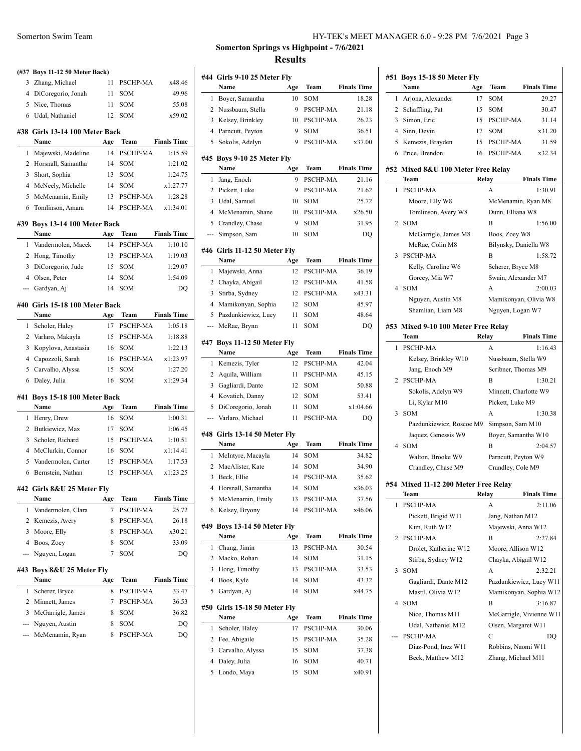## Somerton Springs vs Highpoint - 7/6/2021

## Results

**(#37 Boys 11-12 50 Meter Back)**

| | Name | Age | Team | Finals Time |
|---|---|---|---|---|
| 3 | Zhang, Michael | 11 | PSCHP-MA | x48.46 |
| 4 | DiCoregorio, Jonah | 11 | SOM | 49.96 |
| 5 | Nice, Thomas | 11 | SOM | 55.08 |
| 6 | Udal, Nathaniel | 12 | SOM | x59.02 |

### #38 Girls 13-14 100 Meter Back

| | Name | Age | Team | Finals Time |
|---|---|---|---|---|
| 1 | Majewski, Madeline | 14 | PSCHP-MA | 1:15.59 |
| 2 | Horsnall, Samantha | 14 | SOM | 1:21.02 |
| 3 | Short, Sophia | 13 | SOM | 1:24.75 |
| 4 | McNeely, Michelle | 14 | SOM | x1:27.77 |
| 5 | McMenamin, Emily | 13 | PSCHP-MA | 1:28.28 |
| 6 | Tomlinson, Amara | 14 | PSCHP-MA | x1:34.01 |

### #39 Boys 13-14 100 Meter Back

| | Name | Age | Team | Finals Time |
|---|---|---|---|---|
| 1 | Vandermolen, Macek | 14 | PSCHP-MA | 1:10.10 |
| 2 | Hong, Timothy | 13 | PSCHP-MA | 1:19.03 |
| 3 | DiCoregorio, Jude | 15 | SOM | 1:29.07 |
| 4 | Olsen, Peter | 14 | SOM | 1:54.09 |
| --- | Gardyan, Aj | 14 | SOM | DQ |

### #40 Girls 15-18 100 Meter Back

| | Name | Age | Team | Finals Time |
|---|---|---|---|---|
| 1 | Scholer, Haley | 17 | PSCHP-MA | 1:05.18 |
| 2 | Varlaro, Makayla | 15 | PSCHP-MA | 1:18.88 |
| 3 | Kopylova, Anastasia | 16 | SOM | 1:22.13 |
| 4 | Capozzoli, Sarah | 16 | PSCHP-MA | x1:23.97 |
| 5 | Carvalho, Alyssa | 15 | SOM | 1:27.20 |
| 6 | Daley, Julia | 16 | SOM | x1:29.34 |

### #41 Boys 15-18 100 Meter Back

| | Name | Age | Team | Finals Time |
|---|---|---|---|---|
| 1 | Henry, Drew | 16 | SOM | 1:00.31 |
| 2 | Butkiewicz, Max | 17 | SOM | 1:06.45 |
| 3 | Scholer, Richard | 15 | PSCHP-MA | 1:10.51 |
| 4 | McClurkin, Connor | 16 | SOM | x1:14.41 |
| 5 | Vandermolen, Carter | 15 | PSCHP-MA | 1:17.53 |
| 6 | Bernstein, Nathan | 15 | PSCHP-MA | x1:23.25 |

### #42 Girls 8&U 25 Meter Fly

| | Name | Age | Team | Finals Time |
|---|---|---|---|---|
| 1 | Vandermolen, Clara | 7 | PSCHP-MA | 25.72 |
| 2 | Kemezis, Avery | 8 | PSCHP-MA | 26.18 |
| 3 | Moore, Elly | 8 | PSCHP-MA | x30.21 |
| 4 | Boos, Zoey | 8 | SOM | 33.09 |
| --- | Nguyen, Logan | 7 | SOM | DQ |

### #43 Boys 8&U 25 Meter Fly

| | Name | Age | Team | Finals Time |
|---|---|---|---|---|
| 1 | Scherer, Bryce | 8 | PSCHP-MA | 33.47 |
| 2 | Minnett, James | 7 | PSCHP-MA | 36.53 |
| 3 | McGarrigle, James | 8 | SOM | 36.82 |
| --- | Nguyen, Austin | 8 | SOM | DQ |
| --- | McMenamin, Ryan | 8 | PSCHP-MA | DQ |

### #44 Girls 9-10 25 Meter Fly

| | Name | Age | Team | Finals Time |
|---|---|---|---|---|
| 1 | Boyer, Samantha | 10 | SOM | 18.28 |
| 2 | Nussbaum, Stella | 9 | PSCHP-MA | 21.18 |
| 3 | Kelsey, Brinkley | 10 | PSCHP-MA | 26.23 |
| 4 | Parncutt, Peyton | 9 | SOM | 36.51 |
| 5 | Sokolis, Adelyn | 9 | PSCHP-MA | x37.00 |

### #45 Boys 9-10 25 Meter Fly

| | Name | Age | Team | Finals Time |
|---|---|---|---|---|
| 1 | Jang, Enoch | 9 | PSCHP-MA | 21.16 |
| 2 | Pickett, Luke | 9 | PSCHP-MA | 21.62 |
| 3 | Udal, Samuel | 10 | SOM | 25.72 |
| 4 | McMenamin, Shane | 10 | PSCHP-MA | x26.50 |
| 5 | Crandley, Chase | 9 | SOM | 31.95 |
| --- | Simpson, Sam | 10 | SOM | DQ |

### #46 Girls 11-12 50 Meter Fly

| | Name | Age | Team | Finals Time |
|---|---|---|---|---|
| 1 | Majewski, Anna | 12 | PSCHP-MA | 36.19 |
| 2 | Chayka, Abigail | 12 | PSCHP-MA | 41.58 |
| 3 | Stirba, Sydney | 12 | PSCHP-MA | x43.31 |
| 4 | Mamikonyan, Sophia | 12 | SOM | 45.97 |
| 5 | Pazdunkiewicz, Lucy | 11 | SOM | 48.64 |
| --- | McRae, Brynn | 11 | SOM | DQ |

### #47 Boys 11-12 50 Meter Fly

| | Name | Age | Team | Finals Time |
|---|---|---|---|---|
| 1 | Kemezis, Tyler | 12 | PSCHP-MA | 42.04 |
| 2 | Aquila, William | 11 | PSCHP-MA | 45.15 |
| 3 | Gagliardi, Dante | 12 | SOM | 50.88 |
| 4 | Kovatich, Danny | 12 | SOM | 53.41 |
| 5 | DiCoregorio, Jonah | 11 | SOM | x1:04.66 |
| --- | Varlaro, Michael | 11 | PSCHP-MA | DQ |

### #48 Girls 13-14 50 Meter Fly

| | Name | Age | Team | Finals Time |
|---|---|---|---|---|
| 1 | McIntyre, Macayla | 14 | SOM | 34.82 |
| 2 | MacAlister, Kate | 14 | SOM | 34.90 |
| 3 | Beck, Ellie | 14 | PSCHP-MA | 35.62 |
| 4 | Horsnall, Samantha | 14 | SOM | x36.03 |
| 5 | McMenamin, Emily | 13 | PSCHP-MA | 37.56 |
| 6 | Kelsey, Bryony | 14 | PSCHP-MA | x46.06 |

### #49 Boys 13-14 50 Meter Fly

| | Name | Age | Team | Finals Time |
|---|---|---|---|---|
| 1 | Chung, Jimin | 13 | PSCHP-MA | 30.54 |
| 2 | Macko, Rohan | 14 | SOM | 31.15 |
| 3 | Hong, Timothy | 13 | PSCHP-MA | 33.53 |
| 4 | Boos, Kyle | 14 | SOM | 43.32 |
| 5 | Gardyan, Aj | 14 | SOM | x44.75 |

### #50 Girls 15-18 50 Meter Fly

| | Name | Age | Team | Finals Time |
|---|---|---|---|---|
| 1 | Scholer, Haley | 17 | PSCHP-MA | 30.06 |
| 2 | Fee, Abigaile | 15 | PSCHP-MA | 35.28 |
| 3 | Carvalho, Alyssa | 15 | SOM | 37.38 |
| 4 | Daley, Julia | 16 | SOM | 40.71 |
| 5 | Londo, Maya | 15 | SOM | x40.91 |

### #51 Boys 15-18 50 Meter Fly

| | Name | Age | Team | Finals Time |
|---|---|---|---|---|
| 1 | Arjona, Alexander | 17 | SOM | 29.27 |
| 2 | Schaffling, Pat | 15 | SOM | 30.47 |
| 3 | Simon, Eric | 15 | PSCHP-MA | 31.14 |
| 4 | Sinn, Devin | 17 | SOM | x31.20 |
| 5 | Kemezis, Brayden | 15 | PSCHP-MA | 31.59 |
| 6 | Price, Brendon | 16 | PSCHP-MA | x32.34 |

### #52 Mixed 8&U 100 Meter Free Relay

| | Team | Relay | Finals Time |
|---|---|---|---|
| 1 | PSCHP-MA | A | 1:30.91 |
| | Moore, Elly W8 | McMenamin, Ryan M8 | |
| | Tomlinson, Avery W8 | Dunn, Elliana W8 | |
| 2 | SOM | B | 1:56.00 |
| | McGarrigle, James M8 | Boos, Zoey W8 | |
| | McRae, Colin M8 | Bilynsky, Daniella W8 | |
| 3 | PSCHP-MA | B | 1:58.72 |
| | Kelly, Caroline W6 | Scherer, Bryce M8 | |
| | Gorcey, Mia W7 | Swain, Alexander M7 | |
| 4 | SOM | A | 2:00.03 |
| | Nguyen, Austin M8 | Mamikonyan, Olivia W8 | |
| | Shamlian, Liam M8 | Nguyen, Logan W7 | |

### #53 Mixed 9-10 100 Meter Free Relay

| | Team | Relay | Finals Time |
|---|---|---|---|
| 1 | PSCHP-MA | A | 1:16.43 |
| | Kelsey, Brinkley W10 | Nussbaum, Stella W9 | |
| | Jang, Enoch M9 | Scribner, Thomas M9 | |
| 2 | PSCHP-MA | B | 1:30.21 |
| | Sokolis, Adelyn W9 | Minnett, Charlotte W9 | |
| | Li, Kylar M10 | Pickett, Luke M9 | |
| 3 | SOM | A | 1:30.38 |
| | Pazdunkiewicz, Roscoe M9 | Simpson, Sam M10 | |
| | Jaquez, Genessis W9 | Boyer, Samantha W10 | |
| 4 | SOM | B | 2:04.57 |
| | Walton, Brooke W9 | Parncutt, Peyton W9 | |
| | Crandley, Chase M9 | Crandley, Cole M9 | |

### #54 Mixed 11-12 200 Meter Free Relay

| | Team | Relay | Finals Time |
|---|---|---|---|
| 1 | PSCHP-MA | A | 2:11.06 |
| | Pickett, Brigid W11 | Jang, Nathan M12 | |
| | Kim, Ruth W12 | Majewski, Anna W12 | |
| 2 | PSCHP-MA | B | 2:27.84 |
| | Drolet, Katherine W12 | Moore, Allison W12 | |
| | Stirba, Sydney W12 | Chayka, Abigail W12 | |
| 3 | SOM | A | 2:32.21 |
| | Gagliardi, Dante M12 | Pazdunkiewicz, Lucy W11 | |
| | Mastil, Olivia W12 | Mamikonyan, Sophia W12 | |
| 4 | SOM | B | 3:16.87 |
| | Nice, Thomas M11 | McGarrigle, Vivienne W11 | |
| | Udal, Nathaniel M12 | Olsen, Margaret W11 | |
| --- | PSCHP-MA | C | DQ |
| | Diaz-Pond, Inez W11 | Robbins, Naomi W11 | |
| | Beck, Matthew M12 | Zhang, Michael M11 | |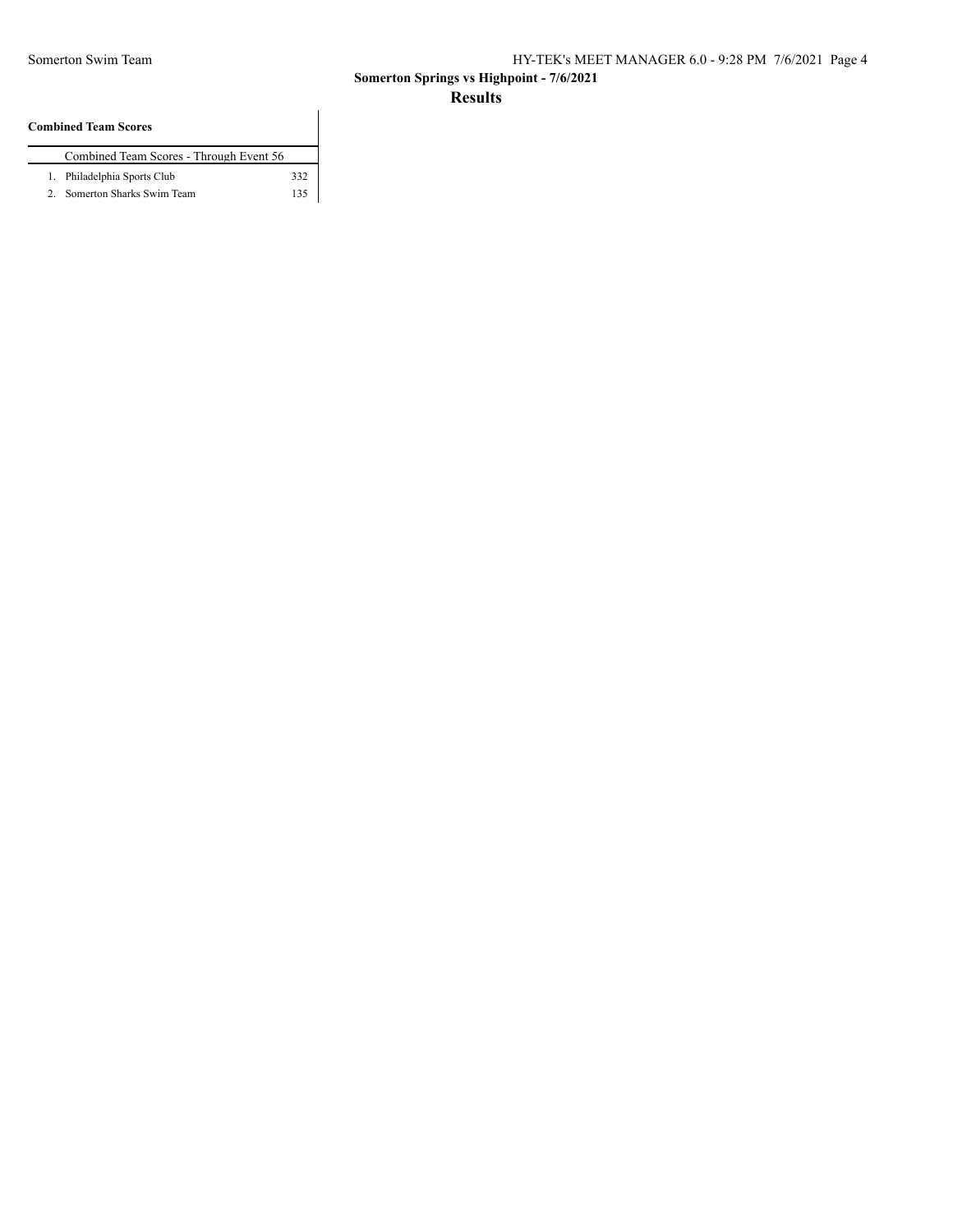## Combined Team Scores

| Combined Team Scores - Through Event 56 | | |
|---|---|---|
| 1. | Philadelphia Sports Club | 332 |
| 2. | Somerton Sharks Swim Team | 135 |